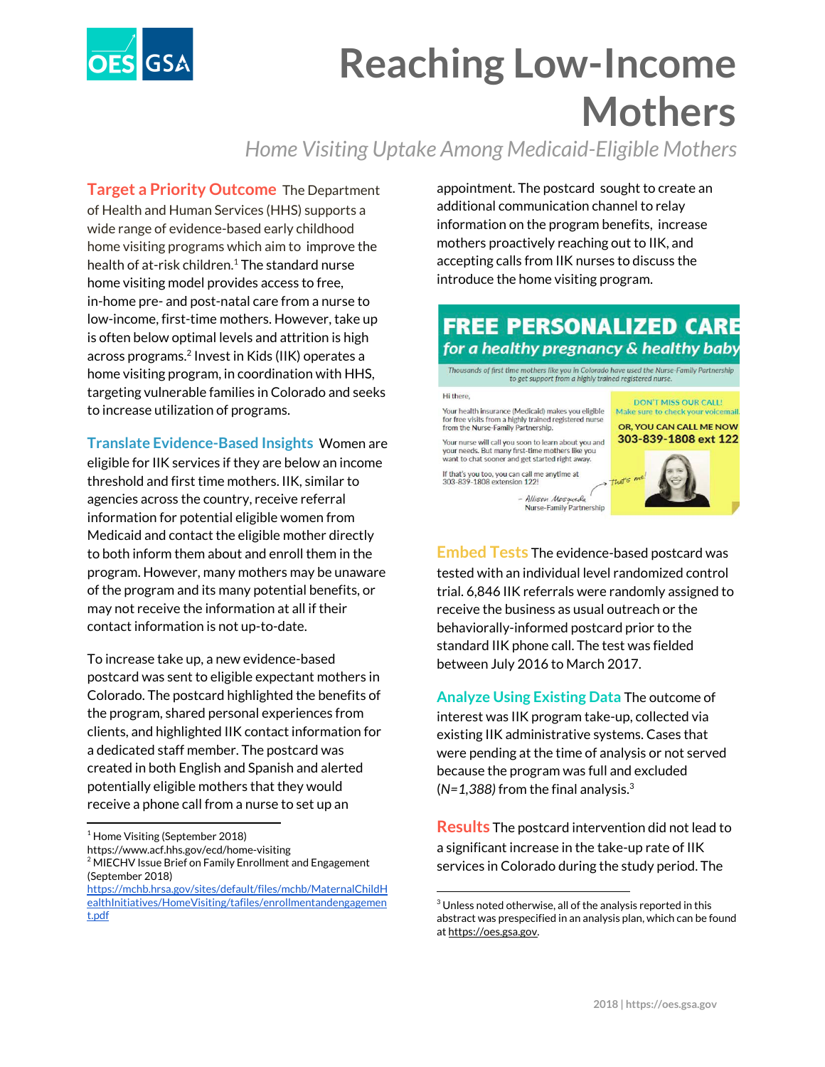# Reaching Low-Income Mothers

*Home Visiting Uptake Among Medicaid-Eligible Mothers*

**Target a Priority Outcome** The Department of Health and Human Services (HHS) supports a wide range of evidence-based early childhood home visiting programs which aim to improve the health of at-risk children.[1] The standard nurse home visiting model provides access to free, in-home pre- and post-natal care from a nurse to low-income, first-time mothers. However, take up is often below optimal levels and attrition is high across programs.[2] Invest in Kids (IIK) operates a home visiting program, in coordination with HHS, targeting vulnerable families in Colorado and seeks to increase utilization of programs.

**Translate Evidence-Based Insights** Women are eligible for IIK services if they are below an income threshold and first time mothers. IIK, similar to agencies across the country, receive referral information for potential eligible women from Medicaid and contact the eligible mother directly to both inform them about and enroll them in the program. However, many mothers may be unaware of the program and its many potential benefits, or may not receive the information at all if their contact information is not up-to-date.

To increase take up, a new evidence-based postcard was sent to eligible expectant mothers in Colorado. The postcard highlighted the benefits of the program, shared personal experiences from clients, and highlighted IIK contact information for a dedicated staff member. The postcard was created in both English and Spanish and alerted potentially eligible mothers that they would receive a phone call from a nurse to set up an appointment. The postcard sought to create an additional communication channel to relay information on the program benefits, increase mothers proactively reaching out to IIK, and accepting calls from IIK nurses to discuss the introduce the home visiting program.

**FREE PERSONALIZED CARE**
*for a healthy pregnancy & healthy baby*

*Thousands of first time mothers like you in Colorado have used the Nurse-Family Partnership to get support from a highly trained registered nurse.*

Hi there,

Your health insurance (Medicaid) makes you eligible for free visits from a highly trained registered nurse from the Nurse-Family Partnership.

Your nurse will call you soon to learn about you and your needs. But many first-time mothers like you want to chat sooner and get started right away.

If that's you too, you can call me anytime at 303-839-1808 extension 122!

– Allison Mosqueda
Nurse-Family Partnership

DON'T MISS OUR CALL!
Make sure to check your voicemail.

OR, YOU CAN CALL ME NOW
**303-839-1808 ext 122**

That's me!

**Embed Tests** The evidence-based postcard was tested with an individual level randomized control trial. 6,846 IIK referrals were randomly assigned to receive the business as usual outreach or the behaviorally-informed postcard prior to the standard IIK phone call. The test was fielded between July 2016 to March 2017.

**Analyze Using Existing Data** The outcome of interest was IIK program take-up, collected via existing IIK administrative systems. Cases that were pending at the time of analysis or not served because the program was full and excluded (*N=1,388*) from the final analysis.[3]

**Results** The postcard intervention did not lead to a significant increase in the take-up rate of IIK services in Colorado during the study period. The

---

[1] Home Visiting (September 2018) https://www.acf.hhs.gov/ecd/home-visiting

[2] MIECHV Issue Brief on Family Enrollment and Engagement (September 2018) https://mchb.hrsa.gov/sites/default/files/mchb/MaternalChildHealthInitiatives/HomeVisiting/tafiles/enrollmentandengagement.pdf

[3] Unless noted otherwise, all of the analysis reported in this abstract was prespecified in an analysis plan, which can be found at https://oes.gsa.gov.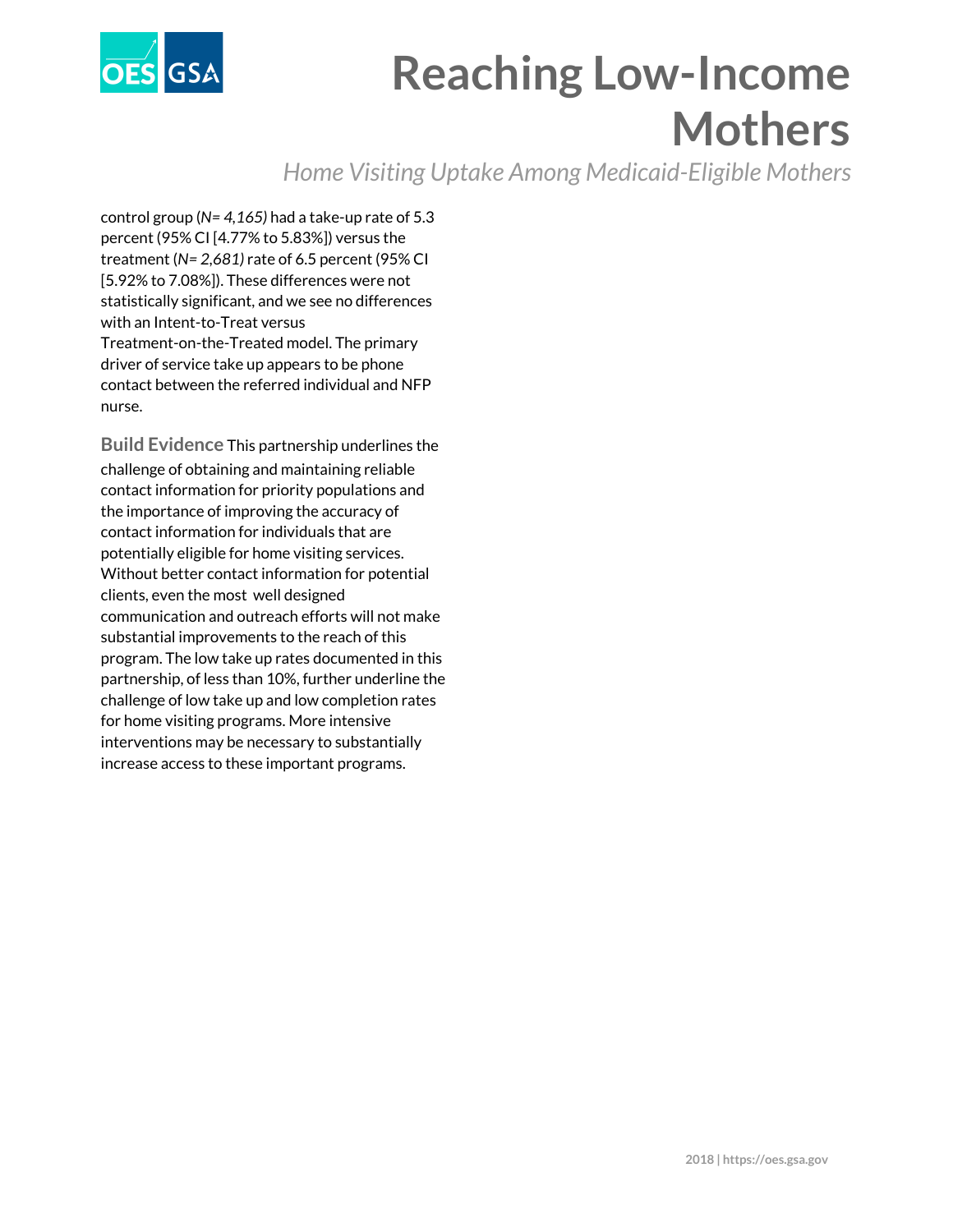control group (*N= 4,165)* had a take-up rate of 5.3 percent (95% CI [4.77% to 5.83%]) versus the treatment (*N= 2,681)* rate of 6.5 percent (95% CI [5.92% to 7.08%]). These differences were not statistically significant, and we see no differences with an Intent-to-Treat versus Treatment-on-the-Treated model. The primary driver of service take up appears to be phone contact between the referred individual and NFP nurse.

**Build Evidence** This partnership underlines the challenge of obtaining and maintaining reliable contact information for priority populations and the importance of improving the accuracy of contact information for individuals that are potentially eligible for home visiting services. Without better contact information for potential clients, even the most well designed communication and outreach efforts will not make substantial improvements to the reach of this program. The low take up rates documented in this partnership, of less than 10%, further underline the challenge of low take up and low completion rates for home visiting programs. More intensive interventions may be necessary to substantially increase access to these important programs.